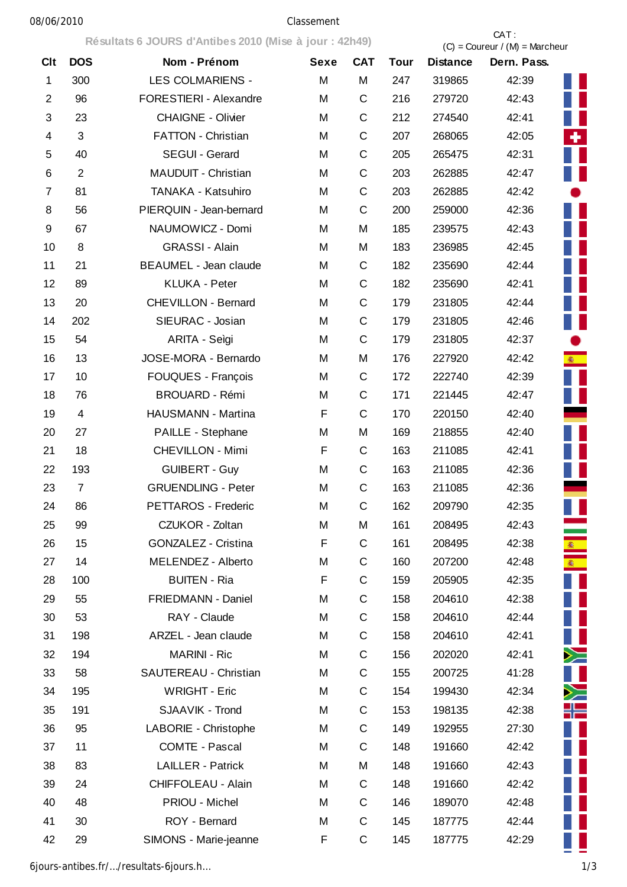Classement

**Résultats 6 JOURS d'Antibes 2010 (Mise à jour : 42h49)**

CAT : (C) = Coureur / (M) = Marcheur

| Clt | DOS | Nom - Prénom | Sexe | CAT | Tour | Distance | Dern. Pass. |
|---|---|---|---|---|---|---|---|
| 1 | 300 | LES COLMARIENS - | M | M | 247 | 319865 | 42:39 |
| 2 | 96 | FORESTIERI - Alexandre | M | C | 216 | 279720 | 42:43 |
| 3 | 23 | CHAIGNE - Olivier | M | C | 212 | 274540 | 42:41 |
| 4 | 3 | FATTON - Christian | M | C | 207 | 268065 | 42:05 |
| 5 | 40 | SEGUI - Gerard | M | C | 205 | 265475 | 42:31 |
| 6 | 2 | MAUDUIT - Christian | M | C | 203 | 262885 | 42:47 |
| 7 | 81 | TANAKA - Katsuhiro | M | C | 203 | 262885 | 42:42 |
| 8 | 56 | PIERQUIN - Jean-bernard | M | C | 200 | 259000 | 42:36 |
| 9 | 67 | NAUMOWICZ - Domi | M | M | 185 | 239575 | 42:43 |
| 10 | 8 | GRASSI - Alain | M | M | 183 | 236985 | 42:45 |
| 11 | 21 | BEAUMEL - Jean claude | M | C | 182 | 235690 | 42:44 |
| 12 | 89 | KLUKA - Peter | M | C | 182 | 235690 | 42:41 |
| 13 | 20 | CHEVILLON - Bernard | M | C | 179 | 231805 | 42:44 |
| 14 | 202 | SIEURAC - Josian | M | C | 179 | 231805 | 42:46 |
| 15 | 54 | ARITA - Seìgi | M | C | 179 | 231805 | 42:37 |
| 16 | 13 | JOSE-MORA - Bernardo | M | M | 176 | 227920 | 42:42 |
| 17 | 10 | FOUQUES - François | M | C | 172 | 222740 | 42:39 |
| 18 | 76 | BROUARD - Rémi | M | C | 171 | 221445 | 42:47 |
| 19 | 4 | HAUSMANN - Martina | F | C | 170 | 220150 | 42:40 |
| 20 | 27 | PAILLE - Stephane | M | M | 169 | 218855 | 42:40 |
| 21 | 18 | CHEVILLON - Mimi | F | C | 163 | 211085 | 42:41 |
| 22 | 193 | GUIBERT - Guy | M | C | 163 | 211085 | 42:36 |
| 23 | 7 | GRUENDLING - Peter | M | C | 163 | 211085 | 42:36 |
| 24 | 86 | PETTAROS - Frederic | M | C | 162 | 209790 | 42:35 |
| 25 | 99 | CZUKOR - Zoltan | M | M | 161 | 208495 | 42:43 |
| 26 | 15 | GONZALEZ - Cristina | F | C | 161 | 208495 | 42:38 |
| 27 | 14 | MELENDEZ - Alberto | M | C | 160 | 207200 | 42:48 |
| 28 | 100 | BUITEN - Ria | F | C | 159 | 205905 | 42:35 |
| 29 | 55 | FRIEDMANN - Daniel | M | C | 158 | 204610 | 42:38 |
| 30 | 53 | RAY - Claude | M | C | 158 | 204610 | 42:44 |
| 31 | 198 | ARZEL - Jean claude | M | C | 158 | 204610 | 42:41 |
| 32 | 194 | MARINI - Ric | M | C | 156 | 202020 | 42:41 |
| 33 | 58 | SAUTEREAU - Christian | M | C | 155 | 200725 | 41:28 |
| 34 | 195 | WRIGHT - Eric | M | C | 154 | 199430 | 42:34 |
| 35 | 191 | SJAAVIK - Trond | M | C | 153 | 198135 | 42:38 |
| 36 | 95 | LABORIE - Christophe | M | C | 149 | 192955 | 27:30 |
| 37 | 11 | COMTE - Pascal | M | C | 148 | 191660 | 42:42 |
| 38 | 83 | LAILLER - Patrick | M | M | 148 | 191660 | 42:43 |
| 39 | 24 | CHIFFOLEAU - Alain | M | C | 148 | 191660 | 42:42 |
| 40 | 48 | PRIOU - Michel | M | C | 146 | 189070 | 42:48 |
| 41 | 30 | ROY - Bernard | M | C | 145 | 187775 | 42:44 |
| 42 | 29 | SIMONS - Marie-jeanne | F | C | 145 | 187775 | 42:29 |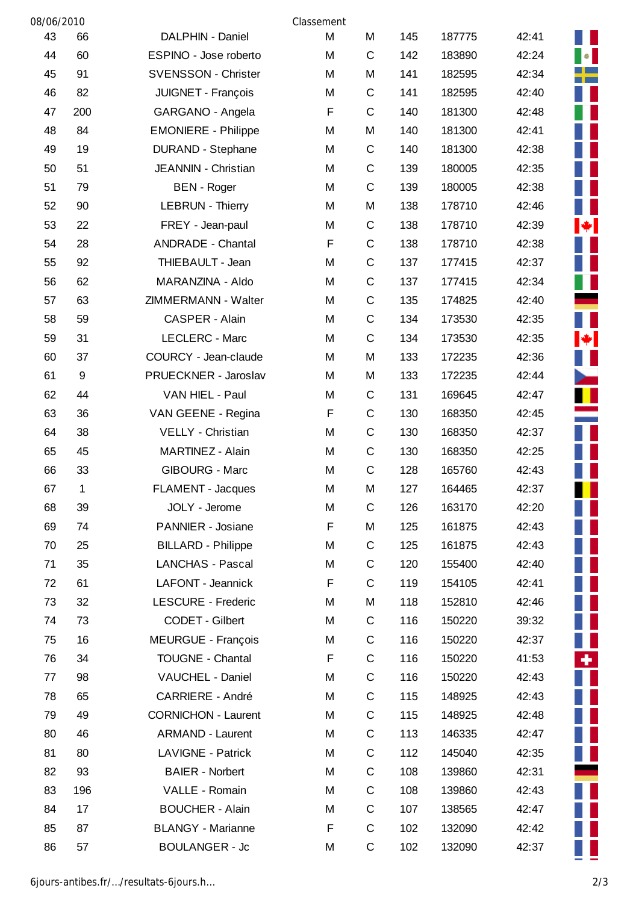Classement

| | | | | | | | | |
|---|---|---|---|---|---|---|---|---|
| 43 | 66 | DALPHIN - Daniel | M | M | 145 | 187775 | 42:41 | |
| 44 | 60 | ESPINO - Jose roberto | M | C | 142 | 183890 | 42:24 | |
| 45 | 91 | SVENSSON - Christer | M | M | 141 | 182595 | 42:34 | |
| 46 | 82 | JUIGNET - François | M | C | 141 | 182595 | 42:40 | |
| 47 | 200 | GARGANO - Angela | F | C | 140 | 181300 | 42:48 | |
| 48 | 84 | EMONIERE - Philippe | M | M | 140 | 181300 | 42:41 | |
| 49 | 19 | DURAND - Stephane | M | C | 140 | 181300 | 42:38 | |
| 50 | 51 | JEANNIN - Christian | M | C | 139 | 180005 | 42:35 | |
| 51 | 79 | BEN - Roger | M | C | 139 | 180005 | 42:38 | |
| 52 | 90 | LEBRUN - Thierry | M | M | 138 | 178710 | 42:46 | |
| 53 | 22 | FREY - Jean-paul | M | C | 138 | 178710 | 42:39 | |
| 54 | 28 | ANDRADE - Chantal | F | C | 138 | 178710 | 42:38 | |
| 55 | 92 | THIEBAULT - Jean | M | C | 137 | 177415 | 42:37 | |
| 56 | 62 | MARANZINA - Aldo | M | C | 137 | 177415 | 42:34 | |
| 57 | 63 | ZIMMERMANN - Walter | M | C | 135 | 174825 | 42:40 | |
| 58 | 59 | CASPER - Alain | M | C | 134 | 173530 | 42:35 | |
| 59 | 31 | LECLERC - Marc | M | C | 134 | 173530 | 42:35 | |
| 60 | 37 | COURCY - Jean-claude | M | M | 133 | 172235 | 42:36 | |
| 61 | 9 | PRUECKNER - Jaroslav | M | M | 133 | 172235 | 42:44 | |
| 62 | 44 | VAN HIEL - Paul | M | C | 131 | 169645 | 42:47 | |
| 63 | 36 | VAN GEENE - Regina | F | C | 130 | 168350 | 42:45 | |
| 64 | 38 | VELLY - Christian | M | C | 130 | 168350 | 42:37 | |
| 65 | 45 | MARTINEZ - Alain | M | C | 130 | 168350 | 42:25 | |
| 66 | 33 | GIBOURG - Marc | M | C | 128 | 165760 | 42:43 | |
| 67 | 1 | FLAMENT - Jacques | M | M | 127 | 164465 | 42:37 | |
| 68 | 39 | JOLY - Jerome | M | C | 126 | 163170 | 42:20 | |
| 69 | 74 | PANNIER - Josiane | F | M | 125 | 161875 | 42:43 | |
| 70 | 25 | BILLARD - Philippe | M | C | 125 | 161875 | 42:43 | |
| 71 | 35 | LANCHAS - Pascal | M | C | 120 | 155400 | 42:40 | |
| 72 | 61 | LAFONT - Jeannick | F | C | 119 | 154105 | 42:41 | |
| 73 | 32 | LESCURE - Frederic | M | M | 118 | 152810 | 42:46 | |
| 74 | 73 | CODET - Gilbert | M | C | 116 | 150220 | 39:32 | |
| 75 | 16 | MEURGUE - François | M | C | 116 | 150220 | 42:37 | |
| 76 | 34 | TOUGNE - Chantal | F | C | 116 | 150220 | 41:53 | |
| 77 | 98 | VAUCHEL - Daniel | M | C | 116 | 150220 | 42:43 | |
| 78 | 65 | CARRIERE - André | M | C | 115 | 148925 | 42:43 | |
| 79 | 49 | CORNICHON - Laurent | M | C | 115 | 148925 | 42:48 | |
| 80 | 46 | ARMAND - Laurent | M | C | 113 | 146335 | 42:47 | |
| 81 | 80 | LAVIGNE - Patrick | M | C | 112 | 145040 | 42:35 | |
| 82 | 93 | BAIER - Norbert | M | C | 108 | 139860 | 42:31 | |
| 83 | 196 | VALLE - Romain | M | C | 108 | 139860 | 42:43 | |
| 84 | 17 | BOUCHER - Alain | M | C | 107 | 138565 | 42:47 | |
| 85 | 87 | BLANGY - Marianne | F | C | 102 | 132090 | 42:42 | |
| 86 | 57 | BOULANGER - Jc | M | C | 102 | 132090 | 42:37 | |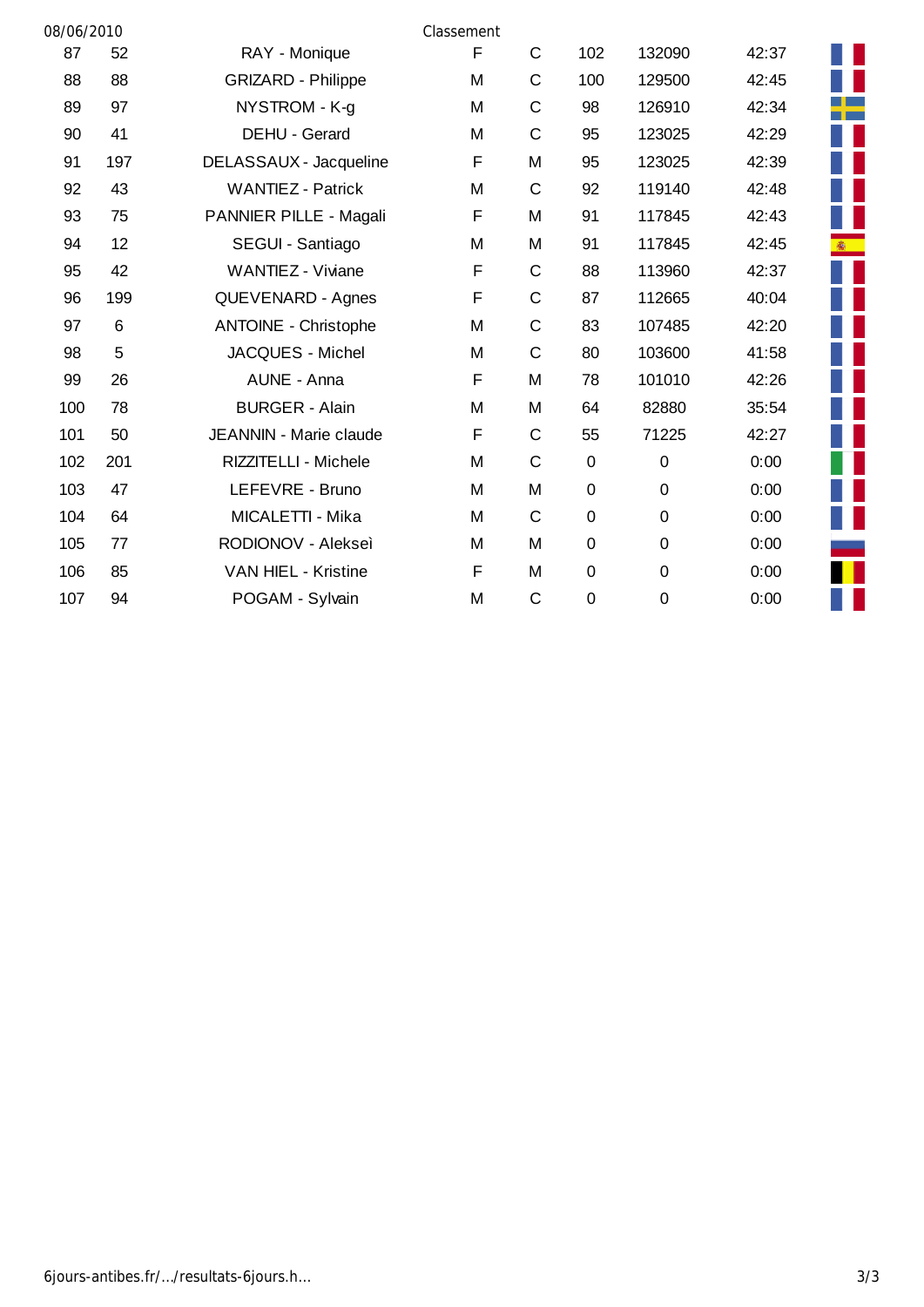| | | | | | | | |
|---|---|---|---|---|---|---|---|
| 87 | 52 | RAY - Monique | F | C | 102 | 132090 | 42:37 |
| 88 | 88 | GRIZARD - Philippe | M | C | 100 | 129500 | 42:45 |
| 89 | 97 | NYSTROM - K-g | M | C | 98 | 126910 | 42:34 |
| 90 | 41 | DEHU - Gerard | M | C | 95 | 123025 | 42:29 |
| 91 | 197 | DELASSAUX - Jacqueline | F | M | 95 | 123025 | 42:39 |
| 92 | 43 | WANTIEZ - Patrick | M | C | 92 | 119140 | 42:48 |
| 93 | 75 | PANNIER PILLE - Magali | F | M | 91 | 117845 | 42:43 |
| 94 | 12 | SEGUI - Santiago | M | M | 91 | 117845 | 42:45 |
| 95 | 42 | WANTIEZ - Viviane | F | C | 88 | 113960 | 42:37 |
| 96 | 199 | QUEVENARD - Agnes | F | C | 87 | 112665 | 40:04 |
| 97 | 6 | ANTOINE - Christophe | M | C | 83 | 107485 | 42:20 |
| 98 | 5 | JACQUES - Michel | M | C | 80 | 103600 | 41:58 |
| 99 | 26 | AUNE - Anna | F | M | 78 | 101010 | 42:26 |
| 100 | 78 | BURGER - Alain | M | M | 64 | 82880 | 35:54 |
| 101 | 50 | JEANNIN - Marie claude | F | C | 55 | 71225 | 42:27 |
| 102 | 201 | RIZZITELLI - Michele | M | C | 0 | 0 | 0:00 |
| 103 | 47 | LEFEVRE - Bruno | M | M | 0 | 0 | 0:00 |
| 104 | 64 | MICALETTI - Mika | M | C | 0 | 0 | 0:00 |
| 105 | 77 | RODIONOV - Alekseì | M | M | 0 | 0 | 0:00 |
| 106 | 85 | VAN HIEL - Kristine | F | M | 0 | 0 | 0:00 |
| 107 | 94 | POGAM - Sylvain | M | C | 0 | 0 | 0:00 |